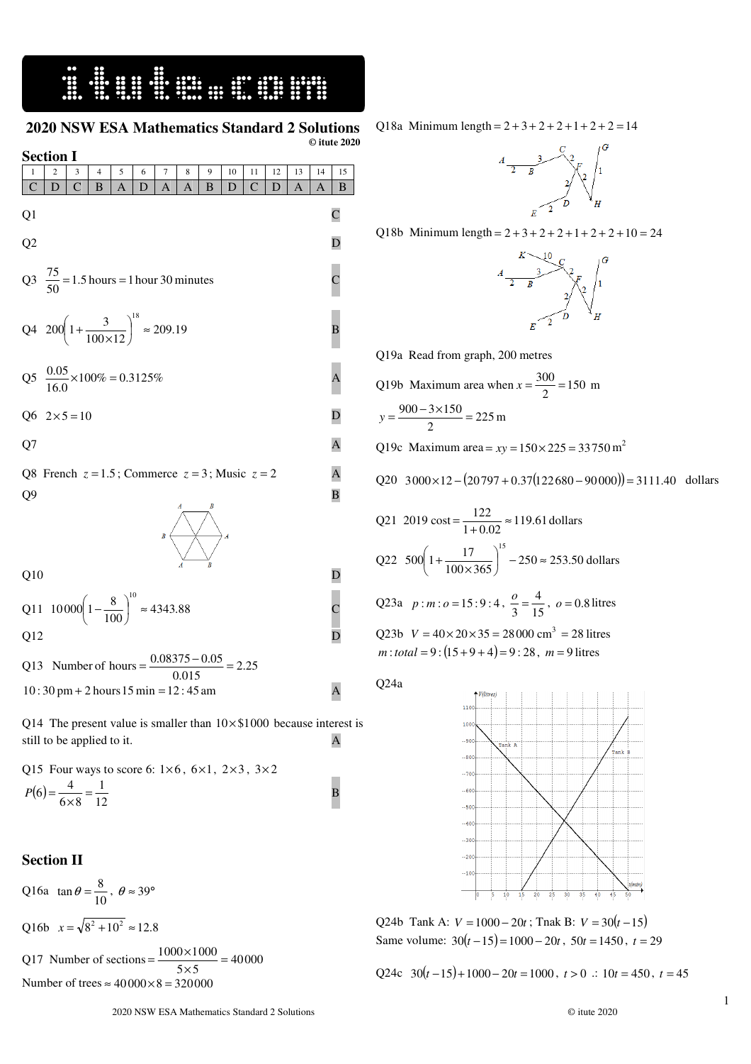## 2020 NSW ESA Mathematics Standard 2 Solutions

© itute 2020

## Section I

| 1 | 2 | 3 | 4 | 5 | 6 | 7 | 8 | 9 | 10 | 11 | 12 | 13 | 14 | 15 |
|---|---|---|---|---|---|---|---|---|---|---|---|---|---|---|
| C | D | C | B | A | D | A | A | B | D | C | D | A | A | B |

Q1 C

Q2 D

Q3 $\frac{75}{50} = 1.5$ hours $= 1$ hour 30 minutes C

Q4 $200\left(1+\frac{3}{100\times 12}\right)^{18} \approx 209.19$ B

Q5 $\frac{0.05}{16.0}\times 100\% = 0.3125\%$ A

Q6 $2\times 5 = 10$ D

Q7 A

Q8 French $z = 1.5$; Commerce $z = 3$; Music $z = 2$ A

Q9 B

Q10 D

Q11 $10000\left(1-\frac{8}{100}\right)^{10} \approx 4343.88$ C

Q12 D

Q13 Number of hours $= \frac{0.08375 - 0.05}{0.015} = 2.25$

$10:30\,\text{pm} + 2\text{ hours } 15\text{ min} = 12:45\,\text{am}$ A

Q14 The present value is smaller than $10\times \$1000$ because interest is still to be applied to it. A

Q15 Four ways to score 6: $1\times 6$, $6\times 1$, $2\times 3$, $3\times 2$

$P(6) = \frac{4}{6\times 8} = \frac{1}{12}$ B

## Section II

Q16a $\tan\theta = \frac{8}{10}$, $\theta \approx 39°$

Q16b $x = \sqrt{8^2 + 10^2} \approx 12.8$

Q17 Number of sections $= \frac{1000\times 1000}{5\times 5} = 40000$

Number of trees $\approx 40000\times 8 = 320000$

Q18a Minimum length $= 2+3+2+2+1+2+2 = 14$

Q18b Minimum length $= 2+3+2+2+1+2+2+10 = 24$

Q19a Read from graph, 200 metres

Q19b Maximum area when $x = \frac{300}{2} = 150$ m

$y = \frac{900 - 3\times 150}{2} = 225$ m

Q19c Maximum area $= xy = 150\times 225 = 33750\,\text{m}^2$

Q20 $3000\times 12 - \left(20797 + 0.37(122680 - 90000)\right) = 3111.40$ dollars

Q21 2019 cost $= \frac{122}{1+0.02} \approx 119.61$ dollars

Q22 $500\left(1+\frac{17}{100\times 365}\right)^{15} - 250 \approx 253.50$ dollars

Q23a $p:m:o = 15:9:4$, $\frac{o}{3} = \frac{4}{15}$, $o = 0.8$ litres

Q23b $V = 40\times 20\times 35 = 28000\,\text{cm}^3 = 28$ litres

$m:total = 9:(15+9+4) = 9:28$, $m = 9$ litres

Q24a

Q24b Tank A: $V = 1000 - 20t$; Tnak B: $V = 30(t-15)$

Same volume: $30(t-15) = 1000 - 20t$, $50t = 1450$, $t = 29$

Q24c $30(t-15) + 1000 - 20t = 1000$, $t > 0$ $\therefore$ $10t = 450$, $t = 45$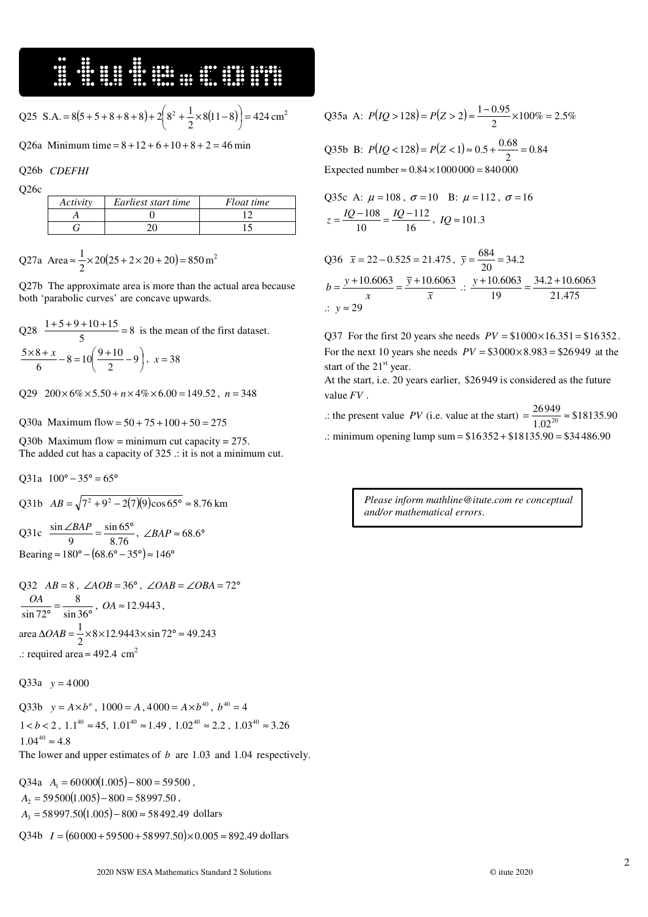Q25 $\text{S.A.} = 8(5+5+8+8+8) + 2\left(8^2 + \frac{1}{2}\times 8(11-8)\right) = 424\ \text{cm}^2$

Q26a Minimum time $= 8+12+6+10+8+2 = 46$ min

Q26b *CDEFHI*

Q26c

| *Activity* | *Earliest start time* | *Float time* |
|---|---|---|
| *A* | 0 | 12 |
| *G* | 20 | 15 |

Q27a $\text{Area} \approx \frac{1}{2}\times 20(25 + 2\times 20 + 20) = 850\ \text{m}^2$

Q27b The approximate area is more than the actual area because both 'parabolic curves' are concave upwards.

Q28 $\frac{1+5+9+10+15}{5} = 8$ is the mean of the first dataset.

$\frac{5\times 8 + x}{6} - 8 = 10\left(\frac{9+10}{2} - 9\right)$, $x = 38$

Q29 $200\times 6\%\times 5.50 + n\times 4\%\times 6.00 = 149.52$, $n = 348$

Q30a Maximum flow $= 50+75+100+50 = 275$

Q30b Maximum flow = minimum cut capacity = 275.
The added cut has a capacity of 325 .: it is not a minimum cut.

Q31a $100° - 35° = 65°$

Q31b $AB = \sqrt{7^2 + 9^2 - 2(7)(9)\cos 65°} \approx 8.76$ km

Q31c $\frac{\sin\angle BAP}{9} = \frac{\sin 65°}{8.76}$, $\angle BAP \approx 68.6°$

Bearing $\approx 180° - (68.6° - 35°) \approx 146°$

Q32 $AB = 8$, $\angle AOB = 36°$, $\angle OAB = \angle OBA = 72°$

$\frac{OA}{\sin 72°} = \frac{8}{\sin 36°}$, $OA \approx 12.9443$,

area $\Delta OAB = \frac{1}{2}\times 8\times 12.9443\times \sin 72° \approx 49.243$

.: required area $\approx 492.4\ \text{cm}^2$

Q33a $y = 4\,000$

Q33b $y = A\times b^n$, $1000 = A$, $4000 = A\times b^{40}$, $b^{40} = 4$

$1 < b < 2$, $1.1^{40} \approx 45$, $1.01^{40} \approx 1.49$, $1.02^{40} \approx 2.2$, $1.03^{40} \approx 3.26$

$1.04^{40} \approx 4.8$

The lower and upper estimates of $b$ are $1.03$ and $1.04$ respectively.

Q34a $A_1 = 60\,000(1.005) - 800 = 59\,500$,

$A_2 = 59\,500(1.005) - 800 = 58\,997.50$,

$A_3 = 58\,997.50(1.005) - 800 \approx 58\,492.49$ dollars

Q34b $I = (60\,000 + 59\,500 + 58\,997.50)\times 0.005 \approx 892.49$ dollars

Q35a A: $P(IQ > 128) = P(Z > 2) \approx \frac{1-0.95}{2}\times 100\% = 2.5\%$

Q35b B: $P(IQ < 128) = P(Z < 1) \approx 0.5 + \frac{0.68}{2} = 0.84$

Expected number $\approx 0.84\times 1\,000\,000 = 840\,000$

Q35c A: $\mu = 108$, $\sigma = 10$ B: $\mu = 112$, $\sigma = 16$

$z = \frac{IQ - 108}{10} = \frac{IQ - 112}{16}$, $IQ \approx 101.3$

Q36 $\bar{x} = 22 - 0.525 = 21.475$, $\bar{y} = \frac{684}{20} = 34.2$

$b = \frac{y + 10.6063}{x} = \frac{\bar{y} + 10.6063}{\bar{x}}$ .: $\frac{y + 10.6063}{19} = \frac{34.2 + 10.6063}{21.475}$

.: $y \approx 29$

Q37 For the first 20 years she needs $PV = \$1000\times 16.351 = \$16352$.
For the next 10 years she needs $PV = \$3000\times 8.983 = \$26949$ at the start of the 21st year.
At the start, i.e. 20 years earlier, $\$26949$ is considered as the future value $FV$.

.: the present value $PV$ (i.e. value at the start) $= \frac{26949}{1.02^{20}} \approx \$18135.90$

.: minimum opening lump sum $= \$16352 + \$18135.90 = \$34\,486.90$

*Please inform mathline@itute.com re conceptual and/or mathematical errors.*